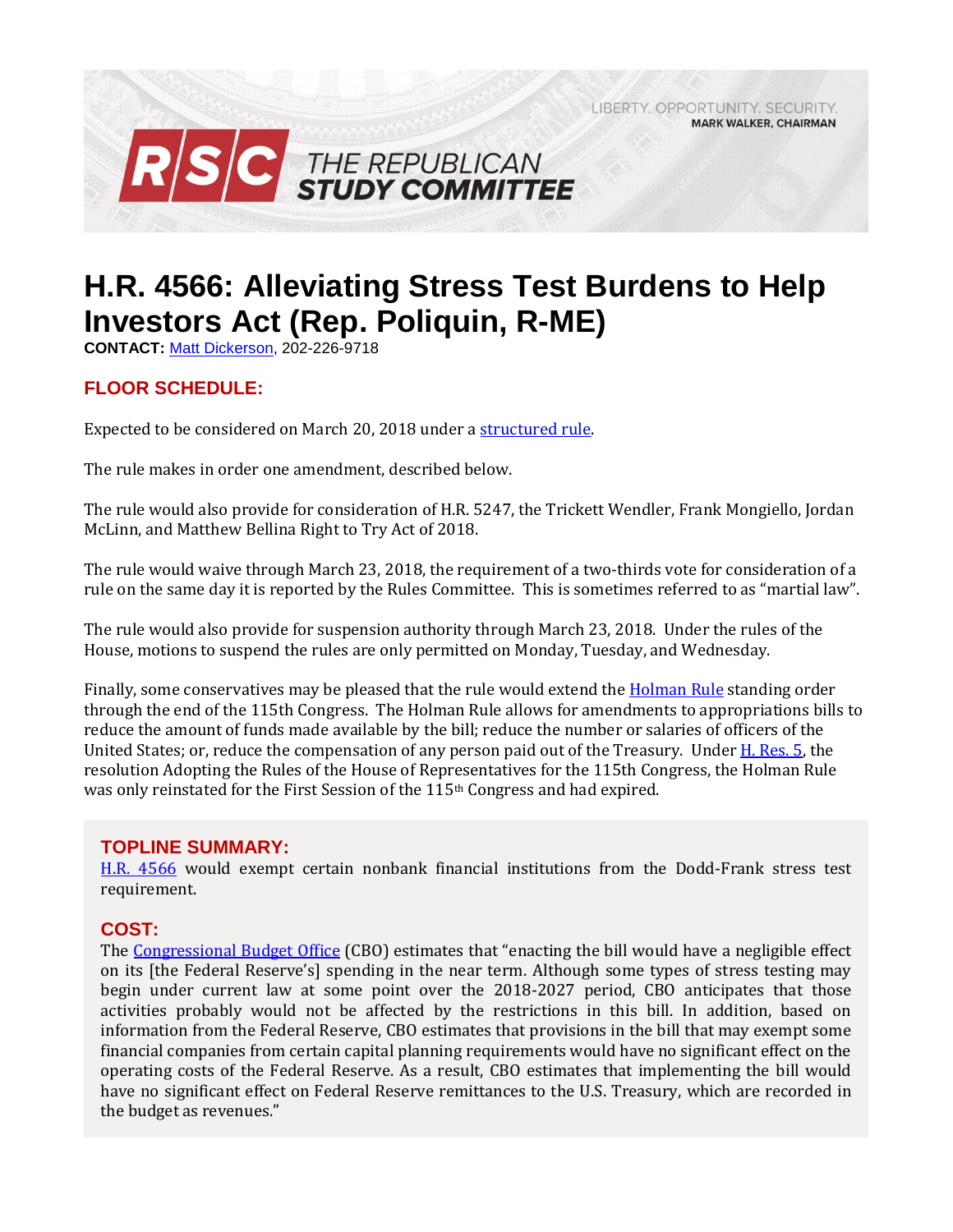LIBERTY. OPPORTUNITY. SECURITY.
**MARK WALKER, CHAIRMAN**

**RSC THE REPUBLICAN STUDY COMMITTEE**

# H.R. 4566: Alleviating Stress Test Burdens to Help Investors Act (Rep. Poliquin, R-ME)

**CONTACT:** Matt Dickerson, 202-226-9718

## FLOOR SCHEDULE:

Expected to be considered on March 20, 2018 under a structured rule.

The rule makes in order one amendment, described below.

The rule would also provide for consideration of H.R. 5247, the Trickett Wendler, Frank Mongiello, Jordan McLinn, and Matthew Bellina Right to Try Act of 2018.

The rule would waive through March 23, 2018, the requirement of a two-thirds vote for consideration of a rule on the same day it is reported by the Rules Committee. This is sometimes referred to as "martial law".

The rule would also provide for suspension authority through March 23, 2018. Under the rules of the House, motions to suspend the rules are only permitted on Monday, Tuesday, and Wednesday.

Finally, some conservatives may be pleased that the rule would extend the Holman Rule standing order through the end of the 115th Congress. The Holman Rule allows for amendments to appropriations bills to reduce the amount of funds made available by the bill; reduce the number or salaries of officers of the United States; or, reduce the compensation of any person paid out of the Treasury. Under H. Res. 5, the resolution Adopting the Rules of the House of Representatives for the 115th Congress, the Holman Rule was only reinstated for the First Session of the 115th Congress and had expired.

## TOPLINE SUMMARY:

H.R. 4566 would exempt certain nonbank financial institutions from the Dodd-Frank stress test requirement.

## COST:

The Congressional Budget Office (CBO) estimates that "enacting the bill would have a negligible effect on its [the Federal Reserve's] spending in the near term. Although some types of stress testing may begin under current law at some point over the 2018-2027 period, CBO anticipates that those activities probably would not be affected by the restrictions in this bill. In addition, based on information from the Federal Reserve, CBO estimates that provisions in the bill that may exempt some financial companies from certain capital planning requirements would have no significant effect on the operating costs of the Federal Reserve. As a result, CBO estimates that implementing the bill would have no significant effect on Federal Reserve remittances to the U.S. Treasury, which are recorded in the budget as revenues."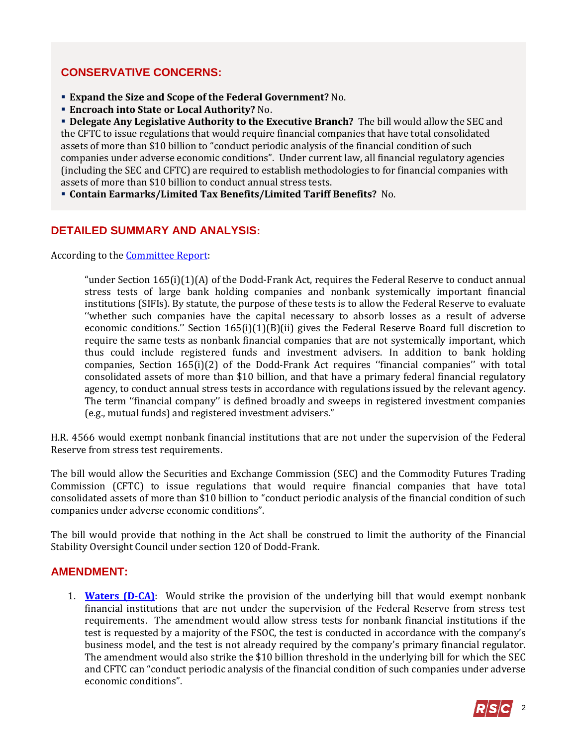## CONSERVATIVE CONCERNS:

- **Expand the Size and Scope of the Federal Government?** No.
- **Encroach into State or Local Authority?** No.
- **Delegate Any Legislative Authority to the Executive Branch?** The bill would allow the SEC and the CFTC to issue regulations that would require financial companies that have total consolidated assets of more than $10 billion to "conduct periodic analysis of the financial condition of such companies under adverse economic conditions". Under current law, all financial regulatory agencies (including the SEC and CFTC) are required to establish methodologies to for financial companies with assets of more than $10 billion to conduct annual stress tests.
- **Contain Earmarks/Limited Tax Benefits/Limited Tariff Benefits?** No.

## DETAILED SUMMARY AND ANALYSIS:

According to the Committee Report:

> "under Section 165(i)(1)(A) of the Dodd-Frank Act, requires the Federal Reserve to conduct annual stress tests of large bank holding companies and nonbank systemically important financial institutions (SIFIs). By statute, the purpose of these tests is to allow the Federal Reserve to evaluate ''whether such companies have the capital necessary to absorb losses as a result of adverse economic conditions.'' Section 165(i)(1)(B)(ii) gives the Federal Reserve Board full discretion to require the same tests as nonbank financial companies that are not systemically important, which thus could include registered funds and investment advisers. In addition to bank holding companies, Section 165(i)(2) of the Dodd-Frank Act requires ''financial companies'' with total consolidated assets of more than $10 billion, and that have a primary federal financial regulatory agency, to conduct annual stress tests in accordance with regulations issued by the relevant agency. The term ''financial company'' is defined broadly and sweeps in registered investment companies (e.g., mutual funds) and registered investment advisers."

H.R. 4566 would exempt nonbank financial institutions that are not under the supervision of the Federal Reserve from stress test requirements.

The bill would allow the Securities and Exchange Commission (SEC) and the Commodity Futures Trading Commission (CFTC) to issue regulations that would require financial companies that have total consolidated assets of more than $10 billion to "conduct periodic analysis of the financial condition of such companies under adverse economic conditions".

The bill would provide that nothing in the Act shall be construed to limit the authority of the Financial Stability Oversight Council under section 120 of Dodd-Frank.

## AMENDMENT:

1. **Waters (D-CA)**: Would strike the provision of the underlying bill that would exempt nonbank financial institutions that are not under the supervision of the Federal Reserve from stress test requirements. The amendment would allow stress tests for nonbank financial institutions if the test is requested by a majority of the FSOC, the test is conducted in accordance with the company's business model, and the test is not already required by the company's primary financial regulator. The amendment would also strike the $10 billion threshold in the underlying bill for which the SEC and CFTC can "conduct periodic analysis of the financial condition of such companies under adverse economic conditions".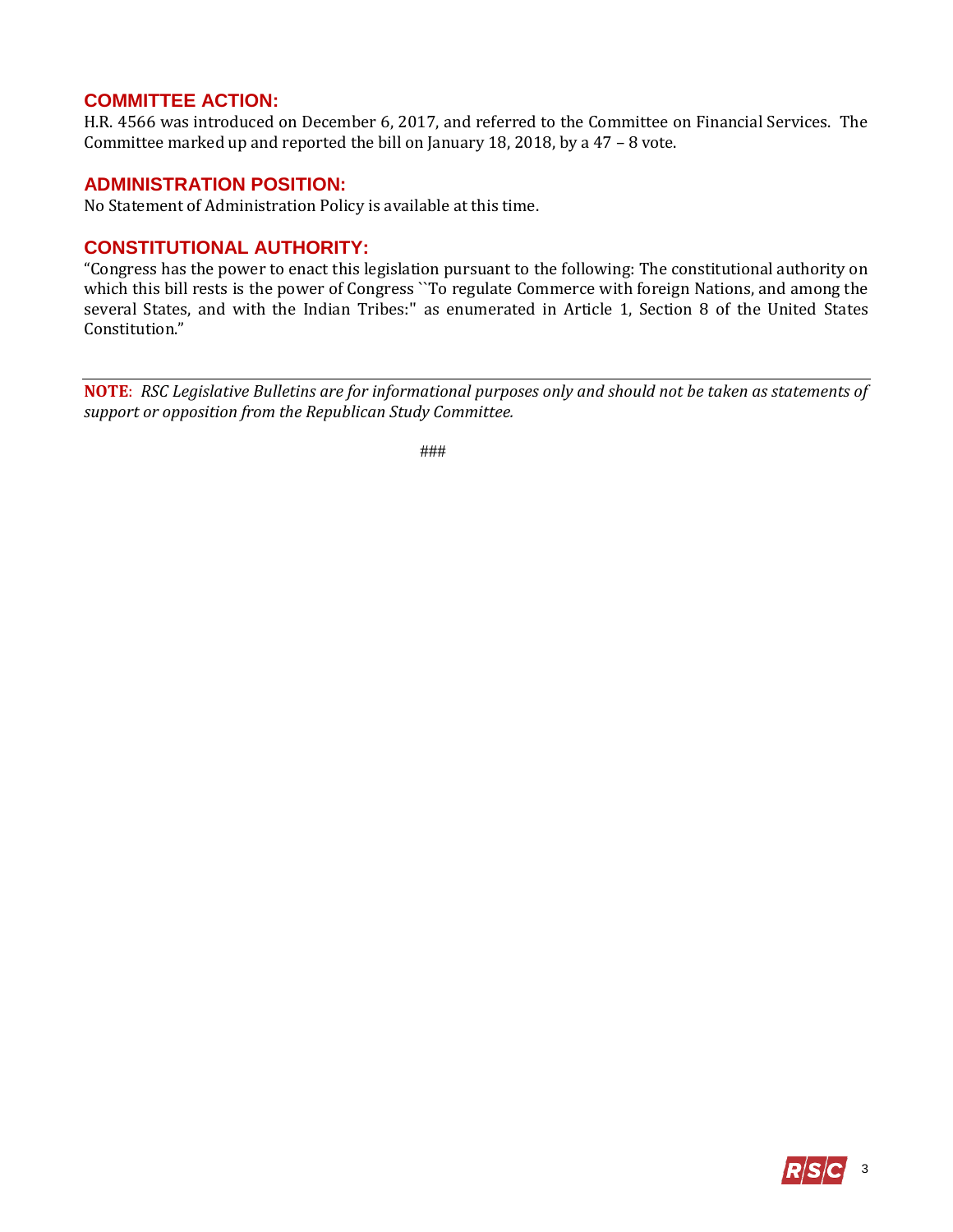## COMMITTEE ACTION:

H.R. 4566 was introduced on December 6, 2017, and referred to the Committee on Financial Services. The Committee marked up and reported the bill on January 18, 2018, by a 47 – 8 vote.

## ADMINISTRATION POSITION:

No Statement of Administration Policy is available at this time.

## CONSTITUTIONAL AUTHORITY:

"Congress has the power to enact this legislation pursuant to the following: The constitutional authority on which this bill rests is the power of Congress ``To regulate Commerce with foreign Nations, and among the several States, and with the Indian Tribes:'' as enumerated in Article 1, Section 8 of the United States Constitution."

---

**NOTE**: *RSC Legislative Bulletins are for informational purposes only and should not be taken as statements of support or opposition from the Republican Study Committee.*

###